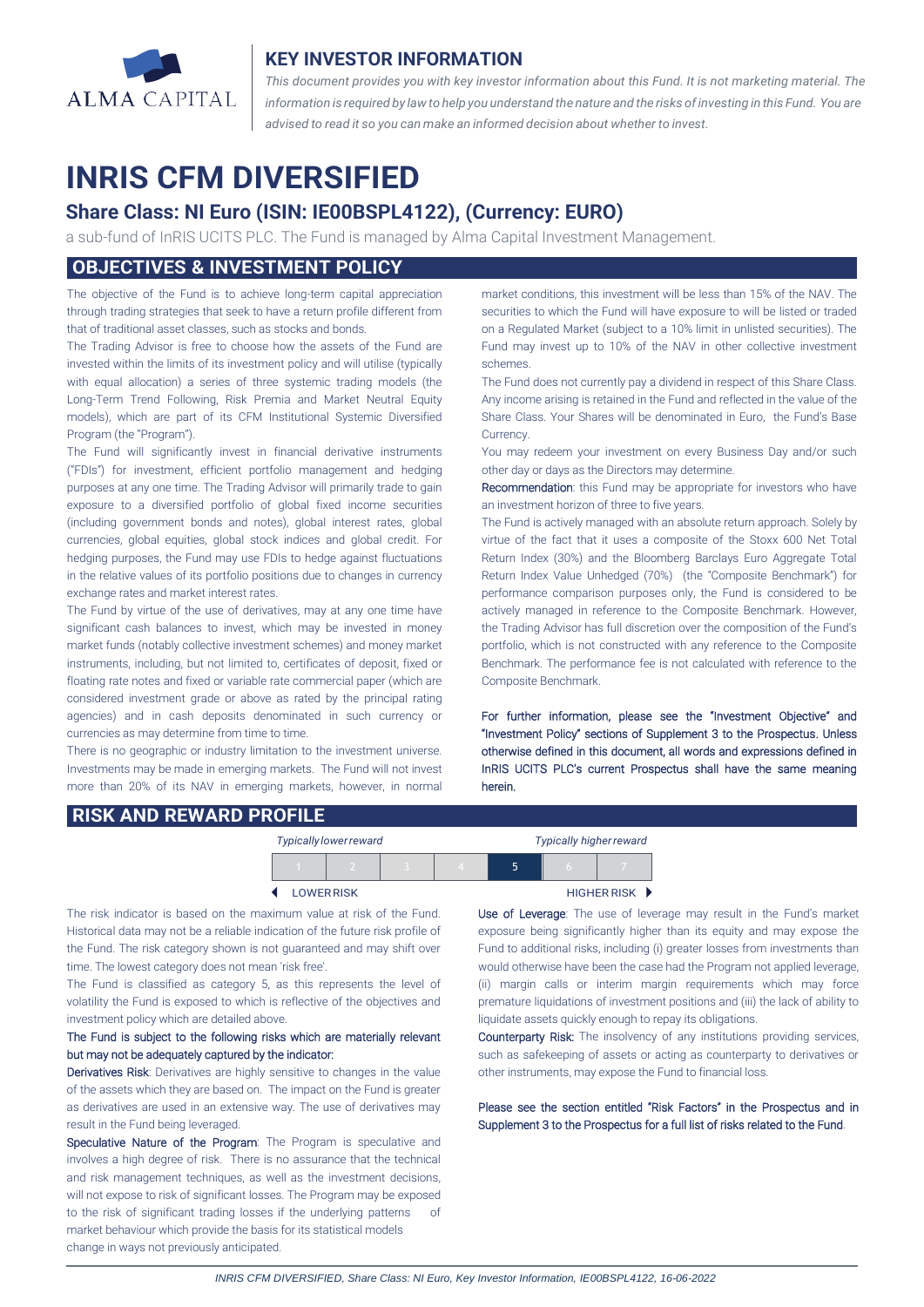ALMA CAPITAL

## KEY INVESTOR INFORMATION

*This document provides you with key investor information about this Fund. It is not marketing material. The information is required by law to help you understand the nature and the risks of investing in this Fund. You are advised to read it so you can make an informed decision about whether to invest.*

# INRIS CFM DIVERSIFIED

## Share Class: NI Euro (ISIN: IE00BSPL4122), (Currency: EURO)

a sub-fund of InRIS UCITS PLC. The Fund is managed by Alma Capital Investment Management.

## OBJECTIVES & INVESTMENT POLICY

The objective of the Fund is to achieve long-term capital appreciation through trading strategies that seek to have a return profile different from that of traditional asset classes, such as stocks and bonds.

The Trading Advisor is free to choose how the assets of the Fund are invested within the limits of its investment policy and will utilise (typically with equal allocation) a series of three systemic trading models (the Long-Term Trend Following, Risk Premia and Market Neutral Equity models), which are part of its CFM Institutional Systemic Diversified Program (the "Program").

The Fund will significantly invest in financial derivative instruments ("FDIs") for investment, efficient portfolio management and hedging purposes at any one time. The Trading Advisor will primarily trade to gain exposure to a diversified portfolio of global fixed income securities (including government bonds and notes), global interest rates, global currencies, global equities, global stock indices and global credit. For hedging purposes, the Fund may use FDIs to hedge against fluctuations in the relative values of its portfolio positions due to changes in currency exchange rates and market interest rates.

The Fund by virtue of the use of derivatives, may at any one time have significant cash balances to invest, which may be invested in money market funds (notably collective investment schemes) and money market instruments, including, but not limited to, certificates of deposit, fixed or floating rate notes and fixed or variable rate commercial paper (which are considered investment grade or above as rated by the principal rating agencies) and in cash deposits denominated in such currency or currencies as may determine from time to time.

There is no geographic or industry limitation to the investment universe. Investments may be made in emerging markets. The Fund will not invest more than 20% of its NAV in emerging markets, however, in normal market conditions, this investment will be less than 15% of the NAV. The securities to which the Fund will have exposure to will be listed or traded on a Regulated Market (subject to a 10% limit in unlisted securities). The Fund may invest up to 10% of the NAV in other collective investment schemes.

The Fund does not currently pay a dividend in respect of this Share Class. Any income arising is retained in the Fund and reflected in the value of the Share Class. Your Shares will be denominated in Euro, the Fund's Base Currency.

You may redeem your investment on every Business Day and/or such other day or days as the Directors may determine.

Recommendation: this Fund may be appropriate for investors who have an investment horizon of three to five years.

The Fund is actively managed with an absolute return approach. Solely by virtue of the fact that it uses a composite of the Stoxx 600 Net Total Return Index (30%) and the Bloomberg Barclays Euro Aggregate Total Return Index Value Unhedged (70%) (the "Composite Benchmark") for performance comparison purposes only, the Fund is considered to be actively managed in reference to the Composite Benchmark. However, the Trading Advisor has full discretion over the composition of the Fund's portfolio, which is not constructed with any reference to the Composite Benchmark. The performance fee is not calculated with reference to the Composite Benchmark.

For further information, please see the "Investment Objective" and "Investment Policy" sections of Supplement 3 to the Prospectus. Unless otherwise defined in this document, all words and expressions defined in InRIS UCITS PLC's current Prospectus shall have the same meaning herein.

## RISK AND REWARD PROFILE

| *Typically lower reward* | | | | | | *Typically higher reward* |
|---|---|---|---|---|---|---|
| 1 | 2 | 3 | 4 | **5** | 6 | 7 |
| ◄ LOWER RISK | | | | | | HIGHER RISK ► |

The risk indicator is based on the maximum value at risk of the Fund. Historical data may not be a reliable indication of the future risk profile of the Fund. The risk category shown is not guaranteed and may shift over time. The lowest category does not mean 'risk free'.

The Fund is classified as category 5, as this represents the level of volatility the Fund is exposed to which is reflective of the objectives and investment policy which are detailed above.

The Fund is subject to the following risks which are materially relevant but may not be adequately captured by the indicator:

Derivatives Risk: Derivatives are highly sensitive to changes in the value of the assets which they are based on. The impact on the Fund is greater as derivatives are used in an extensive way. The use of derivatives may result in the Fund being leveraged.

Speculative Nature of the Program: The Program is speculative and involves a high degree of risk. There is no assurance that the technical and risk management techniques, as well as the investment decisions, will not expose to risk of significant losses. The Program may be exposed to the risk of significant trading losses if the underlying patterns of market behaviour which provide the basis for its statistical models change in ways not previously anticipated.

Use of Leverage: The use of leverage may result in the Fund's market exposure being significantly higher than its equity and may expose the Fund to additional risks, including (i) greater losses from investments than would otherwise have been the case had the Program not applied leverage, (ii) margin calls or interim margin requirements which may force premature liquidations of investment positions and (iii) the lack of ability to liquidate assets quickly enough to repay its obligations.

Counterparty Risk: The insolvency of any institutions providing services, such as safekeeping of assets or acting as counterparty to derivatives or other instruments, may expose the Fund to financial loss.

Please see the section entitled "Risk Factors" in the Prospectus and in Supplement 3 to the Prospectus for a full list of risks related to the Fund.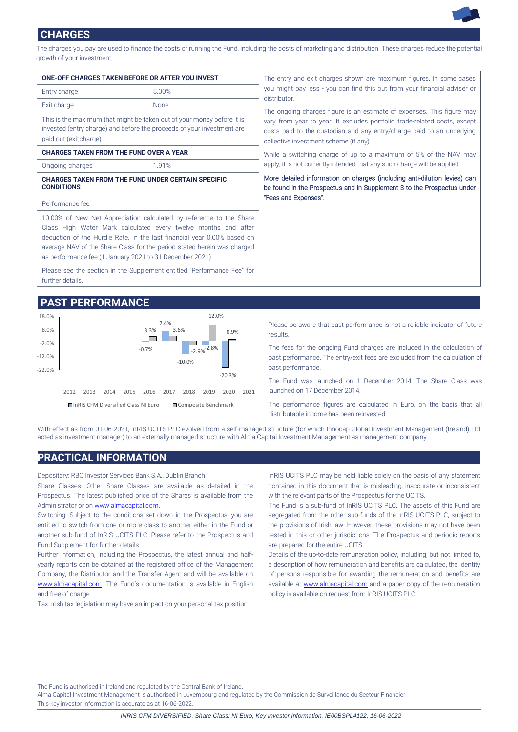## CHARGES

The charges you pay are used to finance the costs of running the Fund, including the costs of marketing and distribution. These charges reduce the potential growth of your investment.

| ONE-OFF CHARGES TAKEN BEFORE OR AFTER YOU INVEST | |
|---|---|
| Entry charge | 5.00% |
| Exit charge | None |
| This is the maximum that might be taken out of your money before it is invested (entry charge) and before the proceeds of your investment are paid out (exitcharge). | |
| **CHARGES TAKEN FROM THE FUND OVER A YEAR** | |
| Ongoing charges | 1.91% |
| **CHARGES TAKEN FROM THE FUND UNDER CERTAIN SPECIFIC CONDITIONS** | |
| Performance fee | |
| 10.00% of New Net Appreciation calculated by reference to the Share Class High Water Mark calculated every twelve months and after deduction of the Hurdle Rate. In the last financial year 0.00% based on average NAV of the Share Class for the period stated herein was charged as performance fee (1 January 2021 to 31 December 2021). Please see the section in the Supplement entitled "Performance Fee" for further details. | |

The entry and exit charges shown are maximum figures. In some cases you might pay less - you can find this out from your financial adviser or distributor.

The ongoing charges figure is an estimate of expenses. This figure may vary from year to year. It excludes portfolio trade-related costs, except costs paid to the custodian and any entry/charge paid to an underlying collective investment scheme (if any).

While a switching charge of up to a maximum of 5% of the NAV may apply, it is not currently intended that any such charge will be applied.

More detailed information on charges (including anti-dilution levies) can be found in the Prospectus and in Supplement 3 to the Prospectus under "Fees and Expenses".

## PAST PERFORMANCE

18.0%
8.0%
-2.0%
-12.0%
-22.0%

3.3%
-0.7%
7.4%
3.6%
-10.0%
-2.9%
12.0%
-2.8%
-20.3%
0.9%

2012 2013 2014 2015 2016 2017 2018 2019 2020 2021

InRIS CFM Diversified Class NI Euro
Composite Benchmark

Please be aware that past performance is not a reliable indicator of future results.

The fees for the ongoing Fund charges are included in the calculation of past performance. The entry/exit fees are excluded from the calculation of past performance.

The Fund was launched on 1 December 2014. The Share Class was launched on 17 December 2014.

The performance figures are calculated in Euro, on the basis that all distributable income has been reinvested.

With effect as from 01-06-2021, InRIS UCITS PLC evolved from a self-managed structure (for which Innocap Global Investment Management (Ireland) Ltd acted as investment manager) to an externally managed structure with Alma Capital Investment Management as management company.

## PRACTICAL INFORMATION

Depositary: RBC Investor Services Bank S.A., Dublin Branch.

Share Classes: Other Share Classes are available as detailed in the Prospectus. The latest published price of the Shares is available from the Administrator or on www.almacapital.com.

Switching: Subject to the conditions set down in the Prospectus, you are entitled to switch from one or more class to another either in the Fund or another sub-fund of InRIS UCITS PLC. Please refer to the Prospectus and Fund Supplement for further details.

Further information, including the Prospectus, the latest annual and half-yearly reports can be obtained at the registered office of the Management Company, the Distributor and the Transfer Agent and will be available on www.almacapital.com. The Fund's documentation is available in English and free of charge.

Tax: Irish tax legislation may have an impact on your personal tax position.

InRIS UCITS PLC may be held liable solely on the basis of any statement contained in this document that is misleading, inaccurate or inconsistent with the relevant parts of the Prospectus for the UCITS.

The Fund is a sub-fund of InRIS UCITS PLC. The assets of this Fund are segregated from the other sub-funds of the InRIS UCITS PLC, subject to the provisions of Irish law. However, these provisions may not have been tested in this or other jurisdictions. The Prospectus and periodic reports are prepared for the entire UCITS.

Details of the up-to-date remuneration policy, including, but not limited to, a description of how remuneration and benefits are calculated, the identity of persons responsible for awarding the remuneration and benefits are available at www.almacapital.com and a paper copy of the remuneration policy is available on request from InRIS UCITS PLC.

The Fund is authorised in Ireland and regulated by the Central Bank of Ireland.
Alma Capital Investment Management is authorised in Luxembourg and regulated by the Commission de Surveillance du Secteur Financier.
This key investor information is accurate as at 16-06-2022.